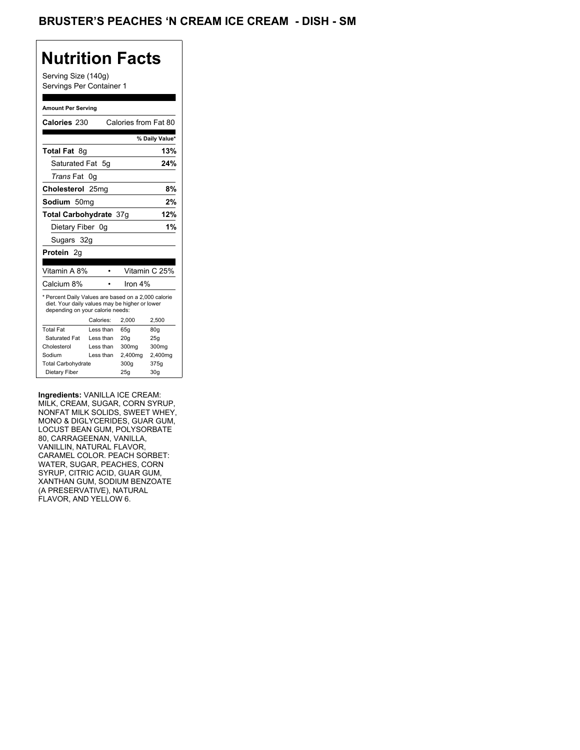# BRUSTER'S PEACHES 'N CREAM ICE CREAM - DISH - SM

## Nutrition Facts

Serving Size (140g)
Servings Per Container 1

**Amount Per Serving**

| | |
|---|---|
| **Calories** 230 | Calories from Fat 80 |
| | **% Daily Value*** |
| **Total Fat** 8g | **13%** |
| Saturated Fat 5g | **24%** |
| *Trans* Fat 0g | |
| **Cholesterol** 25mg | **8%** |
| **Sodium** 50mg | **2%** |
| **Total Carbohydrate** 37g | **12%** |
| Dietary Fiber 0g | **1%** |
| Sugars 32g | |
| **Protein** 2g | |

| | |
|---|---|
| Vitamin A 8% | Vitamin C 25% |
| Calcium 8% | Iron 4% |

* Percent Daily Values are based on a 2,000 calorie diet. Your daily values may be higher or lower depending on your calorie needs:

| | Calories: | 2,000 | 2,500 |
|---|---|---|---|
| Total Fat | Less than | 65g | 80g |
| Saturated Fat | Less than | 20g | 25g |
| Cholesterol | Less than | 300mg | 300mg |
| Sodium | Less than | 2,400mg | 2,400mg |
| Total Carbohydrate | | 300g | 375g |
| Dietary Fiber | | 25g | 30g |

**Ingredients:** VANILLA ICE CREAM: MILK, CREAM, SUGAR, CORN SYRUP, NONFAT MILK SOLIDS, SWEET WHEY, MONO & DIGLYCERIDES, GUAR GUM, LOCUST BEAN GUM, POLYSORBATE 80, CARRAGEENAN, VANILLA, VANILLIN, NATURAL FLAVOR, CARAMEL COLOR. PEACH SORBET: WATER, SUGAR, PEACHES, CORN SYRUP, CITRIC ACID, GUAR GUM, XANTHAN GUM, SODIUM BENZOATE (A PRESERVATIVE), NATURAL FLAVOR, AND YELLOW 6.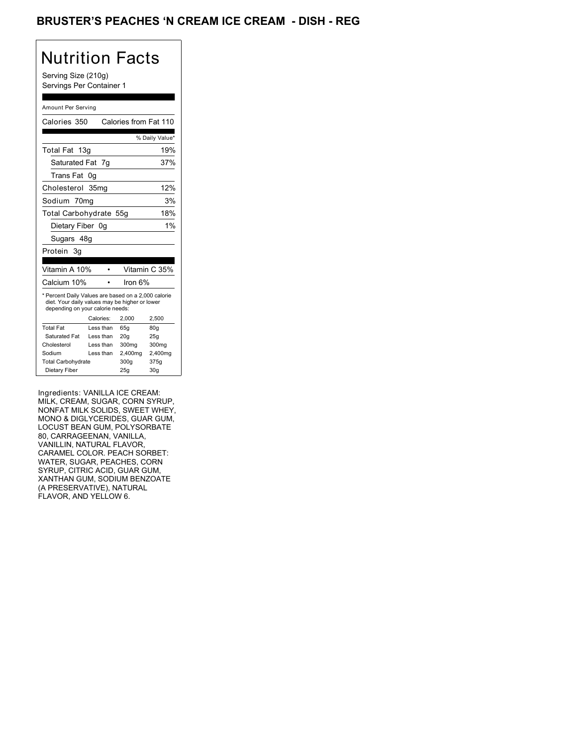# BRUSTER'S PEACHES 'N CREAM ICE CREAM - DISH - REG

## Nutrition Facts

Serving Size (210g)
Servings Per Container 1

Amount Per Serving

| | |
|---|---|
| Calories 350 | Calories from Fat 110 |
| | % Daily Value* |
| Total Fat 13g | 19% |
| Saturated Fat 7g | 37% |
| Trans Fat 0g | |
| Cholesterol 35mg | 12% |
| Sodium 70mg | 3% |
| Total Carbohydrate 55g | 18% |
| Dietary Fiber 0g | 1% |
| Sugars 48g | |
| Protein 3g | |

| | |
|---|---|
| Vitamin A 10% | Vitamin C 35% |
| Calcium 10% | Iron 6% |

* Percent Daily Values are based on a 2,000 calorie diet. Your daily values may be higher or lower depending on your calorie needs:

| | Calories: | 2,000 | 2,500 |
|---|---|---|---|
| Total Fat | Less than | 65g | 80g |
| Saturated Fat | Less than | 20g | 25g |
| Cholesterol | Less than | 300mg | 300mg |
| Sodium | Less than | 2,400mg | 2,400mg |
| Total Carbohydrate | | 300g | 375g |
| Dietary Fiber | | 25g | 30g |

Ingredients: VANILLA ICE CREAM: MILK, CREAM, SUGAR, CORN SYRUP, NONFAT MILK SOLIDS, SWEET WHEY, MONO & DIGLYCERIDES, GUAR GUM, LOCUST BEAN GUM, POLYSORBATE 80, CARRAGEENAN, VANILLA, VANILLIN, NATURAL FLAVOR, CARAMEL COLOR. PEACH SORBET: WATER, SUGAR, PEACHES, CORN SYRUP, CITRIC ACID, GUAR GUM, XANTHAN GUM, SODIUM BENZOATE (A PRESERVATIVE), NATURAL FLAVOR, AND YELLOW 6.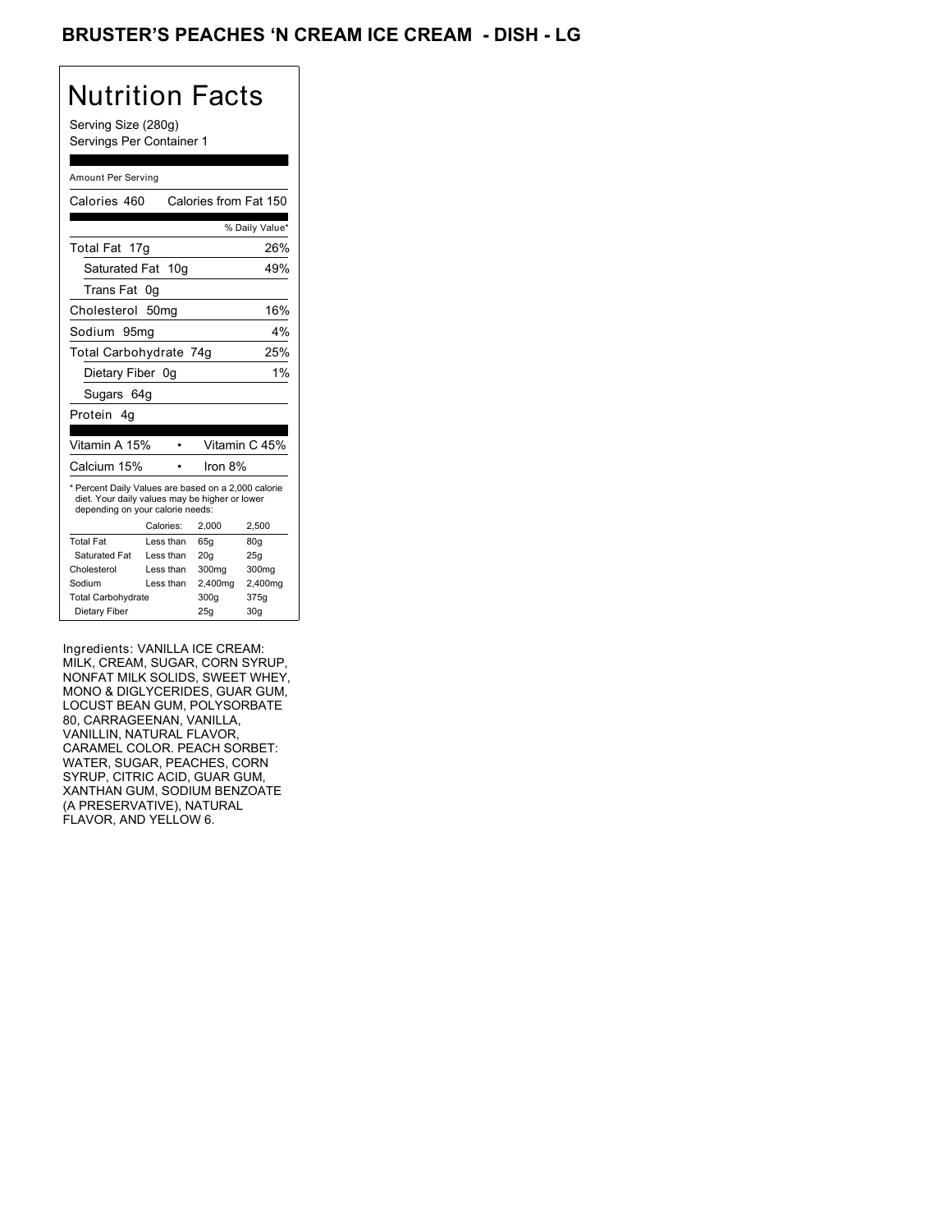# BRUSTER'S PEACHES 'N CREAM ICE CREAM - DISH - LG

## Nutrition Facts

Serving Size (280g)
Servings Per Container 1

Amount Per Serving

| | |
|---|---|
| Calories 460 | Calories from Fat 150 |
| | % Daily Value* |
| Total Fat 17g | 26% |
| Saturated Fat 10g | 49% |
| Trans Fat 0g | |
| Cholesterol 50mg | 16% |
| Sodium 95mg | 4% |
| Total Carbohydrate 74g | 25% |
| Dietary Fiber 0g | 1% |
| Sugars 64g | |
| Protein 4g | |

| | |
|---|---|
| Vitamin A 15% | Vitamin C 45% |
| Calcium 15% | Iron 8% |

* Percent Daily Values are based on a 2,000 calorie diet. Your daily values may be higher or lower depending on your calorie needs:

| | Calories: | 2,000 | 2,500 |
|---|---|---|---|
| Total Fat | Less than | 65g | 80g |
| Saturated Fat | Less than | 20g | 25g |
| Cholesterol | Less than | 300mg | 300mg |
| Sodium | Less than | 2,400mg | 2,400mg |
| Total Carbohydrate | | 300g | 375g |
| Dietary Fiber | | 25g | 30g |

Ingredients: VANILLA ICE CREAM: MILK, CREAM, SUGAR, CORN SYRUP, NONFAT MILK SOLIDS, SWEET WHEY, MONO & DIGLYCERIDES, GUAR GUM, LOCUST BEAN GUM, POLYSORBATE 80, CARRAGEENAN, VANILLA, VANILLIN, NATURAL FLAVOR, CARAMEL COLOR. PEACH SORBET: WATER, SUGAR, PEACHES, CORN SYRUP, CITRIC ACID, GUAR GUM, XANTHAN GUM, SODIUM BENZOATE (A PRESERVATIVE), NATURAL FLAVOR, AND YELLOW 6.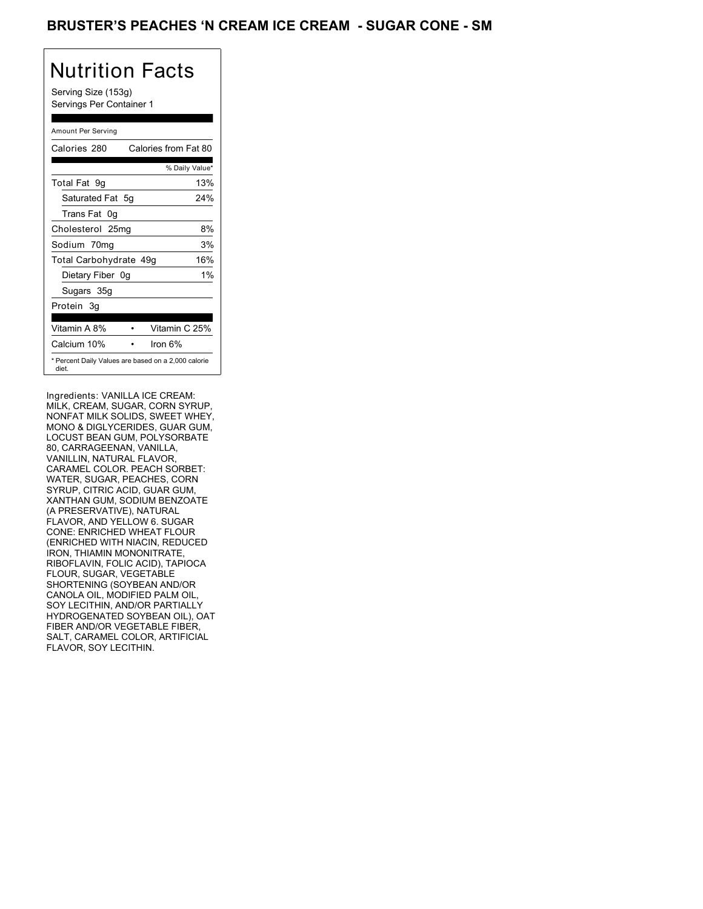# BRUSTER'S PEACHES 'N CREAM ICE CREAM - SUGAR CONE - SM

## Nutrition Facts

Serving Size (153g)
Servings Per Container 1

| Amount Per Serving | |
|---|---|
| Calories 280 | Calories from Fat 80 |
| | % Daily Value* |
| Total Fat 9g | 13% |
| Saturated Fat 5g | 24% |
| Trans Fat 0g | |
| Cholesterol 25mg | 8% |
| Sodium 70mg | 3% |
| Total Carbohydrate 49g | 16% |
| Dietary Fiber 0g | 1% |
| Sugars 35g | |
| Protein 3g | |

| | |
|---|---|
| Vitamin A 8% | Vitamin C 25% |
| Calcium 10% | Iron 6% |

* Percent Daily Values are based on a 2,000 calorie diet.

Ingredients: VANILLA ICE CREAM: MILK, CREAM, SUGAR, CORN SYRUP, NONFAT MILK SOLIDS, SWEET WHEY, MONO & DIGLYCERIDES, GUAR GUM, LOCUST BEAN GUM, POLYSORBATE 80, CARRAGEENAN, VANILLA, VANILLIN, NATURAL FLAVOR, CARAMEL COLOR. PEACH SORBET: WATER, SUGAR, PEACHES, CORN SYRUP, CITRIC ACID, GUAR GUM, XANTHAN GUM, SODIUM BENZOATE (A PRESERVATIVE), NATURAL FLAVOR, AND YELLOW 6. SUGAR CONE: ENRICHED WHEAT FLOUR (ENRICHED WITH NIACIN, REDUCED IRON, THIAMIN MONONITRATE, RIBOFLAVIN, FOLIC ACID), TAPIOCA FLOUR, SUGAR, VEGETABLE SHORTENING (SOYBEAN AND/OR CANOLA OIL, MODIFIED PALM OIL, SOY LECITHIN, AND/OR PARTIALLY HYDROGENATED SOYBEAN OIL), OAT FIBER AND/OR VEGETABLE FIBER, SALT, CARAMEL COLOR, ARTIFICIAL FLAVOR, SOY LECITHIN.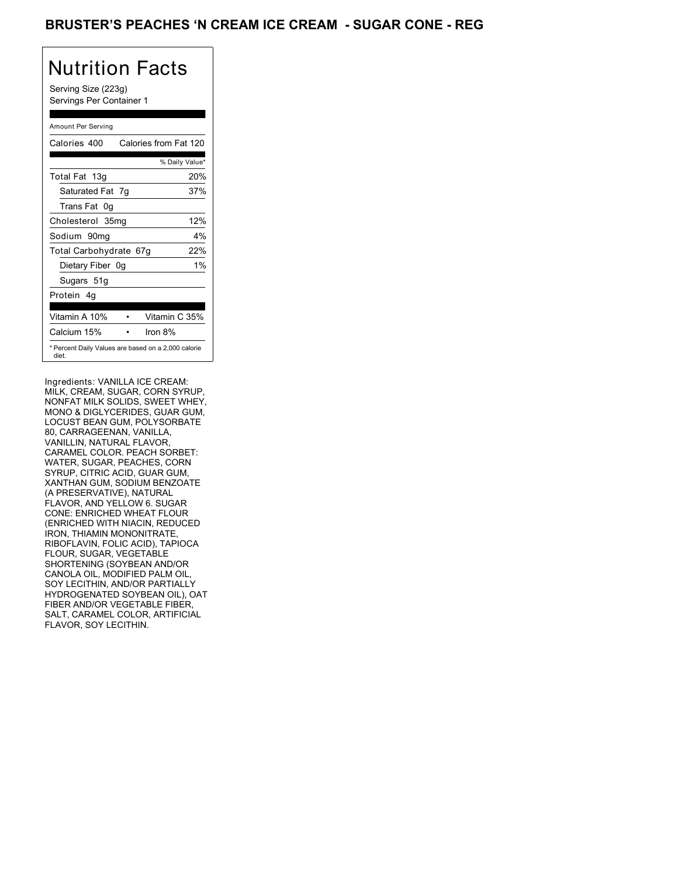# BRUSTER'S PEACHES 'N CREAM ICE CREAM - SUGAR CONE - REG

## Nutrition Facts

Serving Size (223g)
Servings Per Container 1

| Amount Per Serving | |
|---|---|
| Calories 400 | Calories from Fat 120 |
| | % Daily Value* |
| Total Fat 13g | 20% |
| Saturated Fat 7g | 37% |
| Trans Fat 0g | |
| Cholesterol 35mg | 12% |
| Sodium 90mg | 4% |
| Total Carbohydrate 67g | 22% |
| Dietary Fiber 0g | 1% |
| Sugars 51g | |
| Protein 4g | |
| Vitamin A 10% | Vitamin C 35% |
| Calcium 15% | Iron 8% |

* Percent Daily Values are based on a 2,000 calorie diet.

Ingredients: VANILLA ICE CREAM: MILK, CREAM, SUGAR, CORN SYRUP, NONFAT MILK SOLIDS, SWEET WHEY, MONO & DIGLYCERIDES, GUAR GUM, LOCUST BEAN GUM, POLYSORBATE 80, CARRAGEENAN, VANILLA, VANILLIN, NATURAL FLAVOR, CARAMEL COLOR. PEACH SORBET: WATER, SUGAR, PEACHES, CORN SYRUP, CITRIC ACID, GUAR GUM, XANTHAN GUM, SODIUM BENZOATE (A PRESERVATIVE), NATURAL FLAVOR, AND YELLOW 6. SUGAR CONE: ENRICHED WHEAT FLOUR (ENRICHED WITH NIACIN, REDUCED IRON, THIAMIN MONONITRATE, RIBOFLAVIN, FOLIC ACID), TAPIOCA FLOUR, SUGAR, VEGETABLE SHORTENING (SOYBEAN AND/OR CANOLA OIL, MODIFIED PALM OIL, SOY LECITHIN, AND/OR PARTIALLY HYDROGENATED SOYBEAN OIL), OAT FIBER AND/OR VEGETABLE FIBER, SALT, CARAMEL COLOR, ARTIFICIAL FLAVOR, SOY LECITHIN.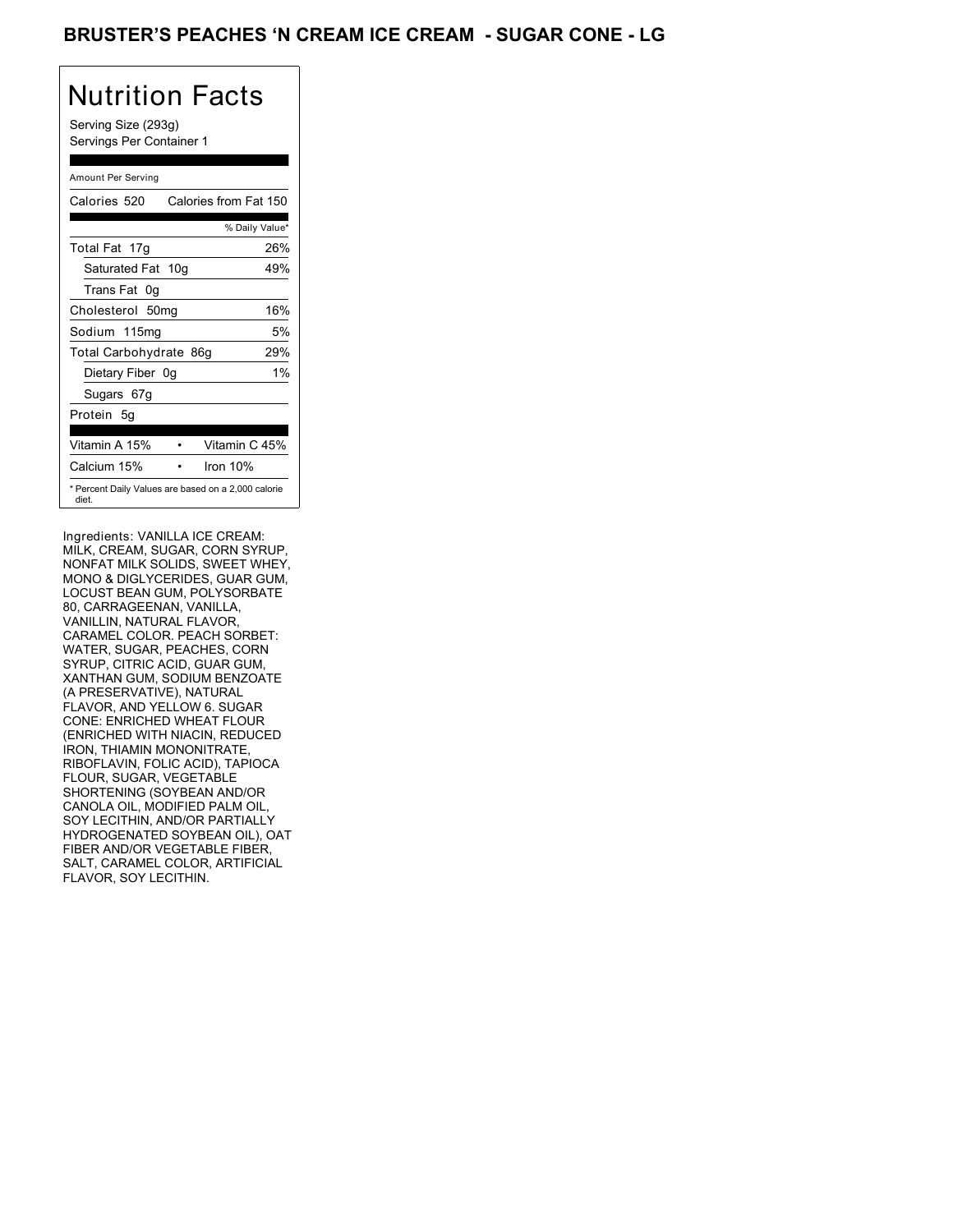# BRUSTER'S PEACHES 'N CREAM ICE CREAM - SUGAR CONE - LG

## Nutrition Facts

Serving Size (293g)
Servings Per Container 1

Amount Per Serving

| Calories 520 | Calories from Fat 150 |
|---|---|
| | % Daily Value* |
| Total Fat 17g | 26% |
| Saturated Fat 10g | 49% |
| Trans Fat 0g | |
| Cholesterol 50mg | 16% |
| Sodium 115mg | 5% |
| Total Carbohydrate 86g | 29% |
| Dietary Fiber 0g | 1% |
| Sugars 67g | |
| Protein 5g | |
| Vitamin A 15% | Vitamin C 45% |
| Calcium 15% | Iron 10% |

* Percent Daily Values are based on a 2,000 calorie diet.

Ingredients: VANILLA ICE CREAM: MILK, CREAM, SUGAR, CORN SYRUP, NONFAT MILK SOLIDS, SWEET WHEY, MONO & DIGLYCERIDES, GUAR GUM, LOCUST BEAN GUM, POLYSORBATE 80, CARRAGEENAN, VANILLA, VANILLIN, NATURAL FLAVOR, CARAMEL COLOR. PEACH SORBET: WATER, SUGAR, PEACHES, CORN SYRUP, CITRIC ACID, GUAR GUM, XANTHAN GUM, SODIUM BENZOATE (A PRESERVATIVE), NATURAL FLAVOR, AND YELLOW 6. SUGAR CONE: ENRICHED WHEAT FLOUR (ENRICHED WITH NIACIN, REDUCED IRON, THIAMIN MONONITRATE, RIBOFLAVIN, FOLIC ACID), TAPIOCA FLOUR, SUGAR, VEGETABLE SHORTENING (SOYBEAN AND/OR CANOLA OIL, MODIFIED PALM OIL, SOY LECITHIN, AND/OR PARTIALLY HYDROGENATED SOYBEAN OIL), OAT FIBER AND/OR VEGETABLE FIBER, SALT, CARAMEL COLOR, ARTIFICIAL FLAVOR, SOY LECITHIN.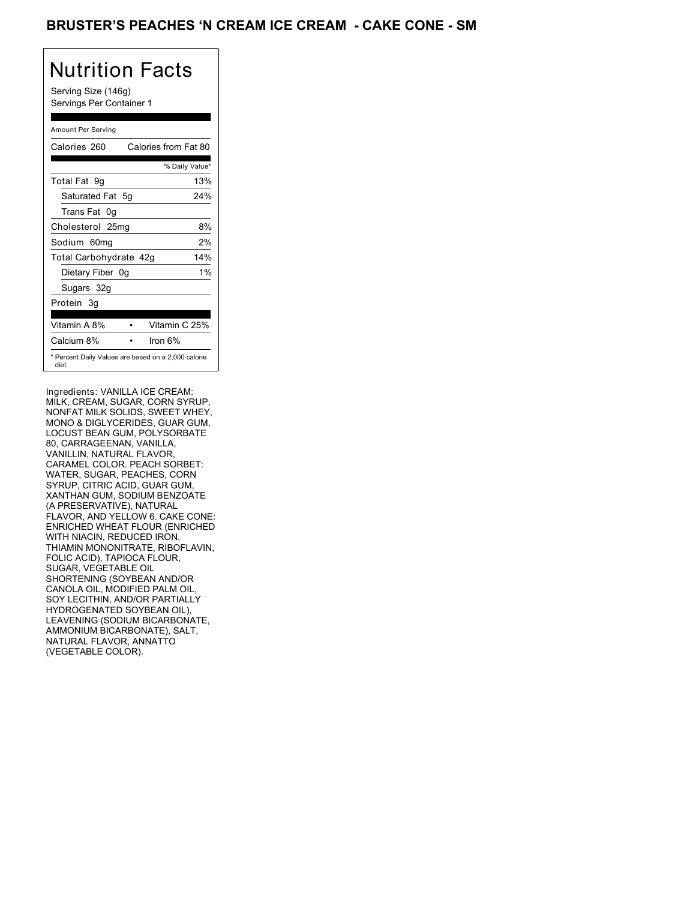# BRUSTER'S PEACHES 'N CREAM ICE CREAM - CAKE CONE - SM

## Nutrition Facts

Serving Size (146g)
Servings Per Container 1

| Amount Per Serving | |
|---|---|
| Calories 260 | Calories from Fat 80 |
| | % Daily Value* |
| Total Fat 9g | 13% |
| Saturated Fat 5g | 24% |
| Trans Fat 0g | |
| Cholesterol 25mg | 8% |
| Sodium 60mg | 2% |
| Total Carbohydrate 42g | 14% |
| Dietary Fiber 0g | 1% |
| Sugars 32g | |
| Protein 3g | |
| Vitamin A 8% | Vitamin C 25% |
| Calcium 8% | Iron 6% |

* Percent Daily Values are based on a 2,000 calorie diet.

Ingredients: VANILLA ICE CREAM: MILK, CREAM, SUGAR, CORN SYRUP, NONFAT MILK SOLIDS, SWEET WHEY, MONO & DIGLYCERIDES, GUAR GUM, LOCUST BEAN GUM, POLYSORBATE 80, CARRAGEENAN, VANILLA, VANILLIN, NATURAL FLAVOR, CARAMEL COLOR. PEACH SORBET: WATER, SUGAR, PEACHES, CORN SYRUP, CITRIC ACID, GUAR GUM, XANTHAN GUM, SODIUM BENZOATE (A PRESERVATIVE), NATURAL FLAVOR, AND YELLOW 6. CAKE CONE: ENRICHED WHEAT FLOUR (ENRICHED WITH NIACIN, REDUCED IRON, THIAMIN MONONITRATE, RIBOFLAVIN, FOLIC ACID), TAPIOCA FLOUR, SUGAR, VEGETABLE OIL SHORTENING (SOYBEAN AND/OR CANOLA OIL, MODIFIED PALM OIL, SOY LECITHIN, AND/OR PARTIALLY HYDROGENATED SOYBEAN OIL), LEAVENING (SODIUM BICARBONATE, AMMONIUM BICARBONATE), SALT, NATURAL FLAVOR, ANNATTO (VEGETABLE COLOR).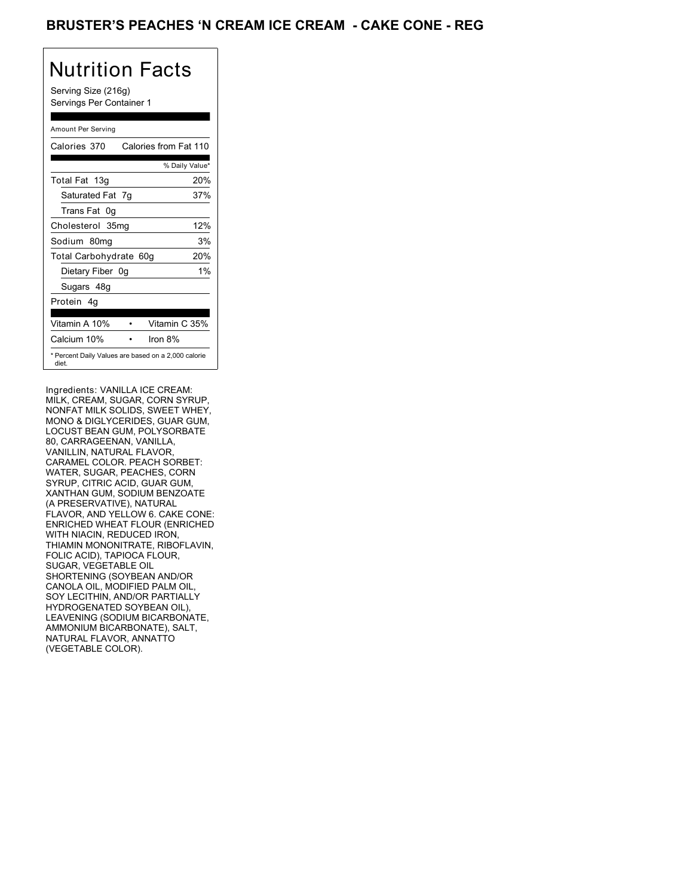# BRUSTER'S PEACHES 'N CREAM ICE CREAM - CAKE CONE - REG

## Nutrition Facts

Serving Size (216g)
Servings Per Container 1

Amount Per Serving

| Calories 370 | Calories from Fat 110 |
|---|---|
| | % Daily Value* |
| Total Fat 13g | 20% |
| Saturated Fat 7g | 37% |
| Trans Fat 0g | |
| Cholesterol 35mg | 12% |
| Sodium 80mg | 3% |
| Total Carbohydrate 60g | 20% |
| Dietary Fiber 0g | 1% |
| Sugars 48g | |
| Protein 4g | |
| Vitamin A 10% | Vitamin C 35% |
| Calcium 10% | Iron 8% |

* Percent Daily Values are based on a 2,000 calorie diet.

Ingredients: VANILLA ICE CREAM: MILK, CREAM, SUGAR, CORN SYRUP, NONFAT MILK SOLIDS, SWEET WHEY, MONO & DIGLYCERIDES, GUAR GUM, LOCUST BEAN GUM, POLYSORBATE 80, CARRAGEENAN, VANILLA, VANILLIN, NATURAL FLAVOR, CARAMEL COLOR. PEACH SORBET: WATER, SUGAR, PEACHES, CORN SYRUP, CITRIC ACID, GUAR GUM, XANTHAN GUM, SODIUM BENZOATE (A PRESERVATIVE), NATURAL FLAVOR, AND YELLOW 6. CAKE CONE: ENRICHED WHEAT FLOUR (ENRICHED WITH NIACIN, REDUCED IRON, THIAMIN MONONITRATE, RIBOFLAVIN, FOLIC ACID), TAPIOCA FLOUR, SUGAR, VEGETABLE OIL SHORTENING (SOYBEAN AND/OR CANOLA OIL, MODIFIED PALM OIL, SOY LECITHIN, AND/OR PARTIALLY HYDROGENATED SOYBEAN OIL), LEAVENING (SODIUM BICARBONATE, AMMONIUM BICARBONATE), SALT, NATURAL FLAVOR, ANNATTO (VEGETABLE COLOR).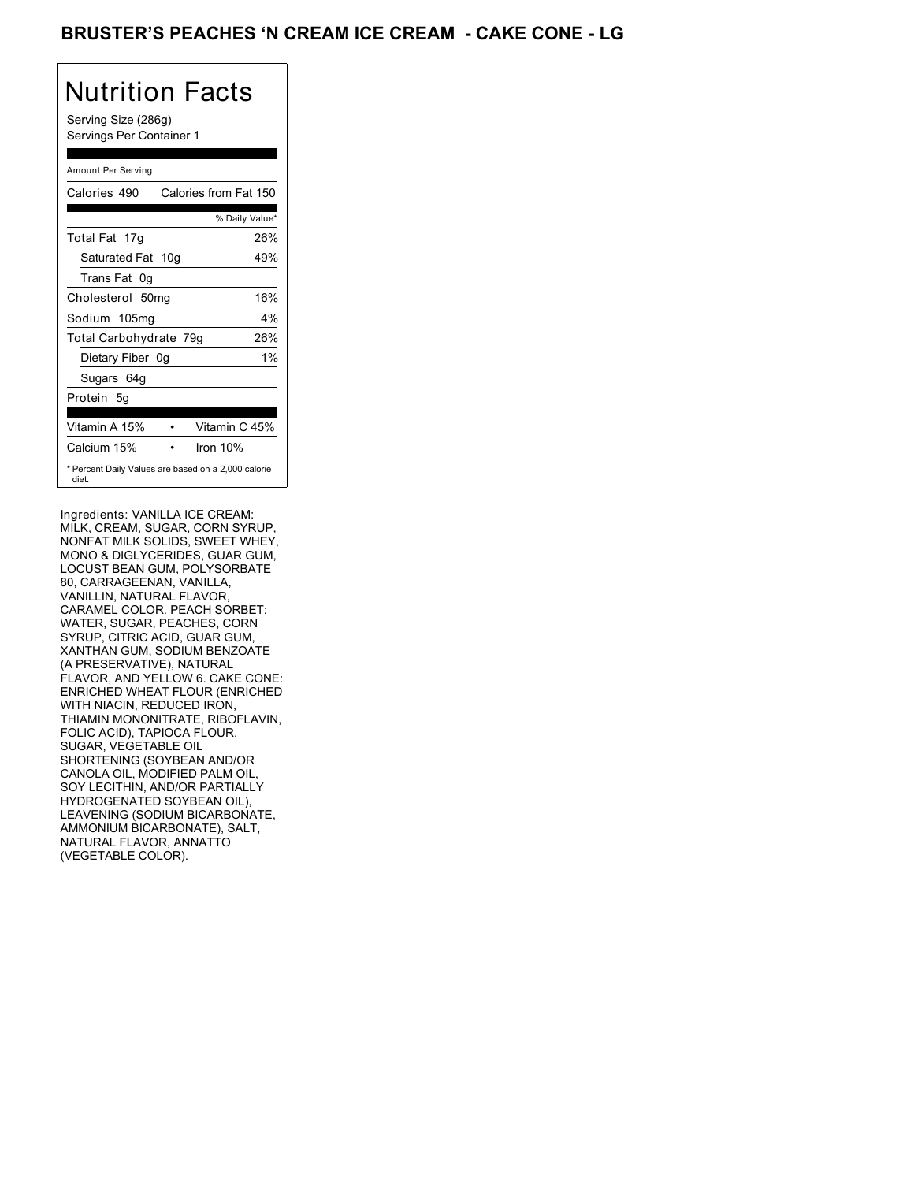# BRUSTER'S PEACHES 'N CREAM ICE CREAM - CAKE CONE - LG

## Nutrition Facts

Serving Size (286g)
Servings Per Container 1

Amount Per Serving

| | |
|---|---|
| Calories 490 | Calories from Fat 150 |
| | % Daily Value* |
| Total Fat 17g | 26% |
| Saturated Fat 10g | 49% |
| Trans Fat 0g | |
| Cholesterol 50mg | 16% |
| Sodium 105mg | 4% |
| Total Carbohydrate 79g | 26% |
| Dietary Fiber 0g | 1% |
| Sugars 64g | |
| Protein 5g | |
| Vitamin A 15% | Vitamin C 45% |
| Calcium 15% | Iron 10% |

* Percent Daily Values are based on a 2,000 calorie diet.

Ingredients: VANILLA ICE CREAM: MILK, CREAM, SUGAR, CORN SYRUP, NONFAT MILK SOLIDS, SWEET WHEY, MONO & DIGLYCERIDES, GUAR GUM, LOCUST BEAN GUM, POLYSORBATE 80, CARRAGEENAN, VANILLA, VANILLIN, NATURAL FLAVOR, CARAMEL COLOR. PEACH SORBET: WATER, SUGAR, PEACHES, CORN SYRUP, CITRIC ACID, GUAR GUM, XANTHAN GUM, SODIUM BENZOATE (A PRESERVATIVE), NATURAL FLAVOR, AND YELLOW 6. CAKE CONE: ENRICHED WHEAT FLOUR (ENRICHED WITH NIACIN, REDUCED IRON, THIAMIN MONONITRATE, RIBOFLAVIN, FOLIC ACID), TAPIOCA FLOUR, SUGAR, VEGETABLE OIL SHORTENING (SOYBEAN AND/OR CANOLA OIL, MODIFIED PALM OIL, SOY LECITHIN, AND/OR PARTIALLY HYDROGENATED SOYBEAN OIL), LEAVENING (SODIUM BICARBONATE, AMMONIUM BICARBONATE), SALT, NATURAL FLAVOR, ANNATTO (VEGETABLE COLOR).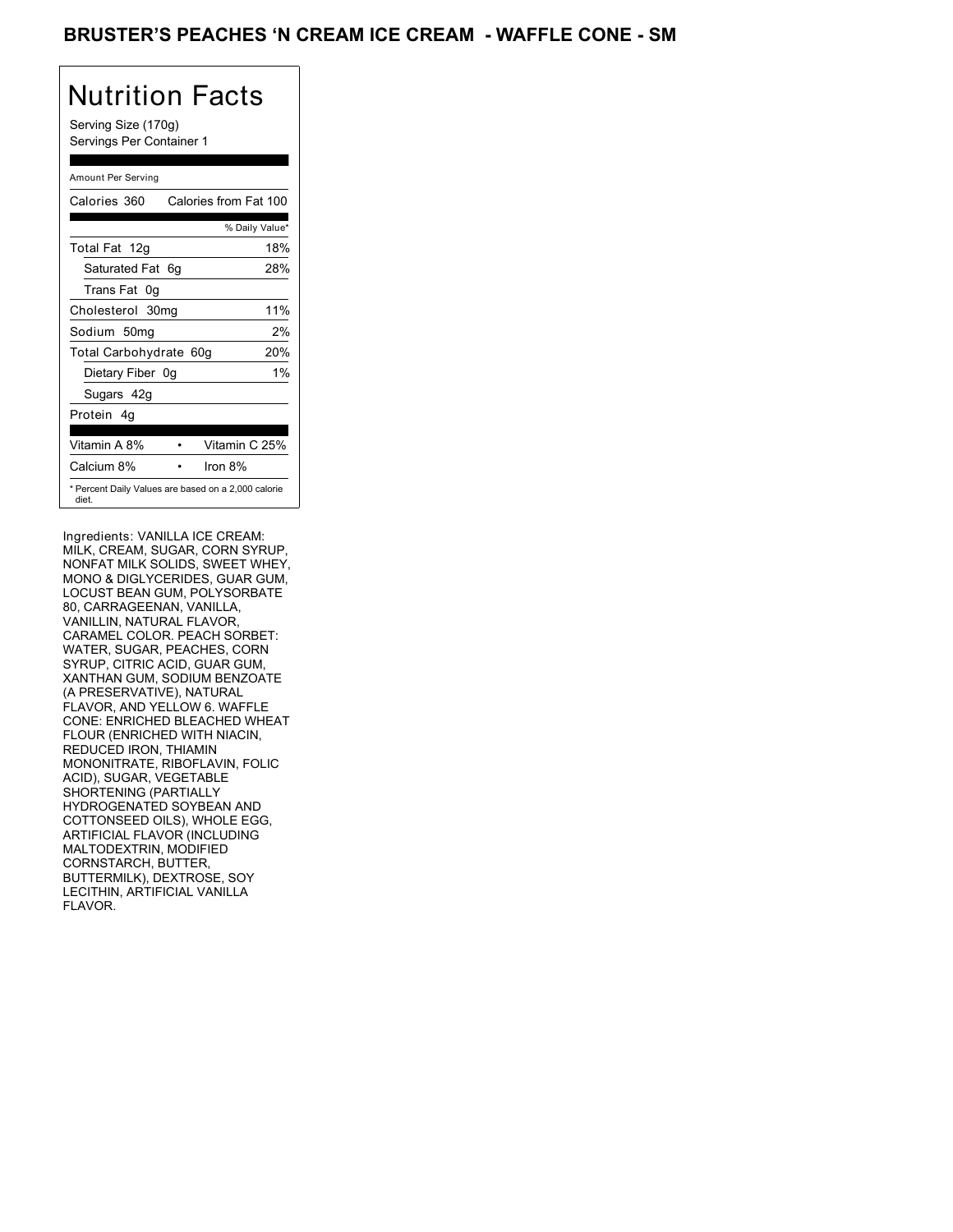# BRUSTER'S PEACHES 'N CREAM ICE CREAM - WAFFLE CONE - SM

## Nutrition Facts

Serving Size (170g)
Servings Per Container 1

Amount Per Serving

| Calories 360 | Calories from Fat 100 |
|---|---|
| | % Daily Value* |
| Total Fat 12g | 18% |
| Saturated Fat 6g | 28% |
| Trans Fat 0g | |
| Cholesterol 30mg | 11% |
| Sodium 50mg | 2% |
| Total Carbohydrate 60g | 20% |
| Dietary Fiber 0g | 1% |
| Sugars 42g | |
| Protein 4g | |

| Vitamin A 8% | • | Vitamin C 25% |
|---|---|---|
| Calcium 8% | • | Iron 8% |

* Percent Daily Values are based on a 2,000 calorie diet.

Ingredients: VANILLA ICE CREAM: MILK, CREAM, SUGAR, CORN SYRUP, NONFAT MILK SOLIDS, SWEET WHEY, MONO & DIGLYCERIDES, GUAR GUM, LOCUST BEAN GUM, POLYSORBATE 80, CARRAGEENAN, VANILLA, VANILLIN, NATURAL FLAVOR, CARAMEL COLOR. PEACH SORBET: WATER, SUGAR, PEACHES, CORN SYRUP, CITRIC ACID, GUAR GUM, XANTHAN GUM, SODIUM BENZOATE (A PRESERVATIVE), NATURAL FLAVOR, AND YELLOW 6. WAFFLE CONE: ENRICHED BLEACHED WHEAT FLOUR (ENRICHED WITH NIACIN, REDUCED IRON, THIAMIN MONONITRATE, RIBOFLAVIN, FOLIC ACID), SUGAR, VEGETABLE SHORTENING (PARTIALLY HYDROGENATED SOYBEAN AND COTTONSEED OILS), WHOLE EGG, ARTIFICIAL FLAVOR (INCLUDING MALTODEXTRIN, MODIFIED CORNSTARCH, BUTTER, BUTTERMILK), DEXTROSE, SOY LECITHIN, ARTIFICIAL VANILLA FLAVOR.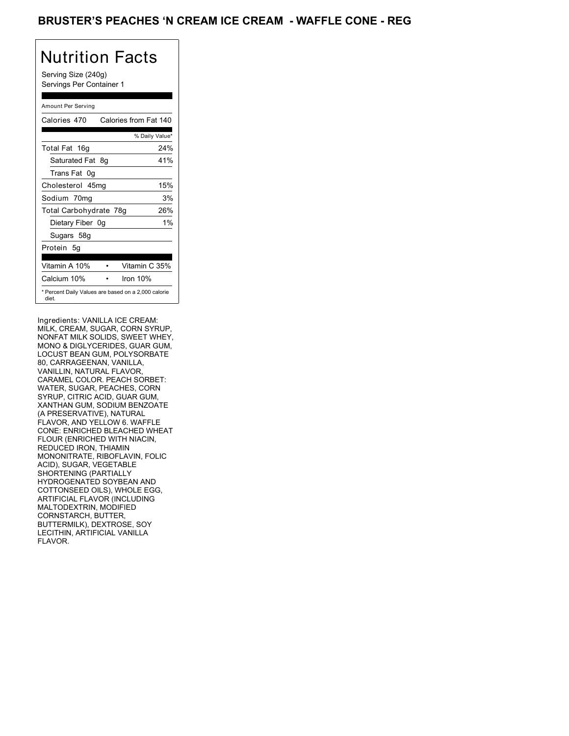## BRUSTER'S PEACHES 'N CREAM ICE CREAM - WAFFLE CONE - REG

# Nutrition Facts

Serving Size (240g)
Servings Per Container 1

Amount Per Serving

| Calories 470 | Calories from Fat 140 |
|---|---|
| | % Daily Value* |
| Total Fat 16g | 24% |
| Saturated Fat 8g | 41% |
| Trans Fat 0g | |
| Cholesterol 45mg | 15% |
| Sodium 70mg | 3% |
| Total Carbohydrate 78g | 26% |
| Dietary Fiber 0g | 1% |
| Sugars 58g | |
| Protein 5g | |

| Vitamin A 10% | • | Vitamin C 35% |
|---|---|---|
| Calcium 10% | • | Iron 10% |

* Percent Daily Values are based on a 2,000 calorie diet.

Ingredients: VANILLA ICE CREAM: MILK, CREAM, SUGAR, CORN SYRUP, NONFAT MILK SOLIDS, SWEET WHEY, MONO & DIGLYCERIDES, GUAR GUM, LOCUST BEAN GUM, POLYSORBATE 80, CARRAGEENAN, VANILLA, VANILLIN, NATURAL FLAVOR, CARAMEL COLOR. PEACH SORBET: WATER, SUGAR, PEACHES, CORN SYRUP, CITRIC ACID, GUAR GUM, XANTHAN GUM, SODIUM BENZOATE (A PRESERVATIVE), NATURAL FLAVOR, AND YELLOW 6. WAFFLE CONE: ENRICHED BLEACHED WHEAT FLOUR (ENRICHED WITH NIACIN, REDUCED IRON, THIAMIN MONONITRATE, RIBOFLAVIN, FOLIC ACID), SUGAR, VEGETABLE SHORTENING (PARTIALLY HYDROGENATED SOYBEAN AND COTTONSEED OILS), WHOLE EGG, ARTIFICIAL FLAVOR (INCLUDING MALTODEXTRIN, MODIFIED CORNSTARCH, BUTTER, BUTTERMILK), DEXTROSE, SOY LECITHIN, ARTIFICIAL VANILLA FLAVOR.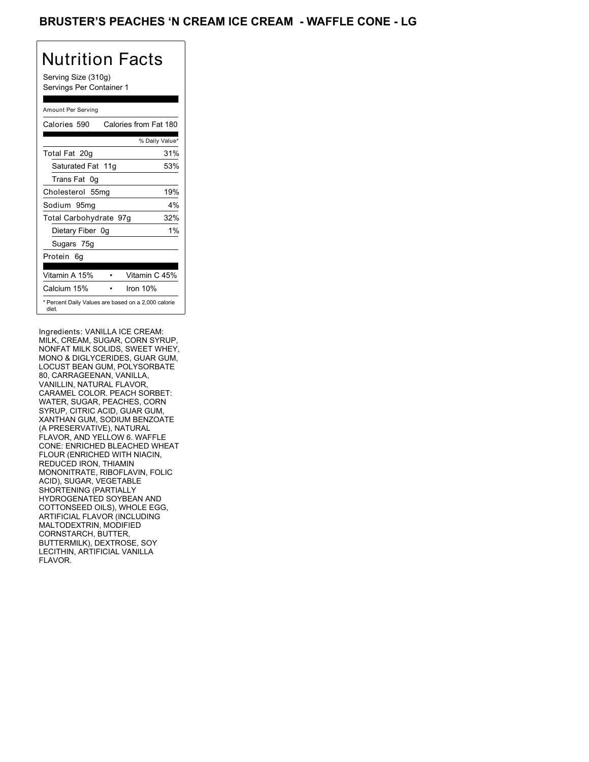## BRUSTER'S PEACHES 'N CREAM ICE CREAM - WAFFLE CONE - LG

# Nutrition Facts

Serving Size (310g)
Servings Per Container 1

Amount Per Serving

| | |
|---|---|
| Calories 590 | Calories from Fat 180 |
| | % Daily Value* |
| Total Fat 20g | 31% |
| Saturated Fat 11g | 53% |
| Trans Fat 0g | |
| Cholesterol 55mg | 19% |
| Sodium 95mg | 4% |
| Total Carbohydrate 97g | 32% |
| Dietary Fiber 0g | 1% |
| Sugars 75g | |
| Protein 6g | |
| Vitamin A 15% | Vitamin C 45% |
| Calcium 15% | Iron 10% |

* Percent Daily Values are based on a 2,000 calorie diet.

Ingredients: VANILLA ICE CREAM: MILK, CREAM, SUGAR, CORN SYRUP, NONFAT MILK SOLIDS, SWEET WHEY, MONO & DIGLYCERIDES, GUAR GUM, LOCUST BEAN GUM, POLYSORBATE 80, CARRAGEENAN, VANILLA, VANILLIN, NATURAL FLAVOR, CARAMEL COLOR. PEACH SORBET: WATER, SUGAR, PEACHES, CORN SYRUP, CITRIC ACID, GUAR GUM, XANTHAN GUM, SODIUM BENZOATE (A PRESERVATIVE), NATURAL FLAVOR, AND YELLOW 6. WAFFLE CONE: ENRICHED BLEACHED WHEAT FLOUR (ENRICHED WITH NIACIN, REDUCED IRON, THIAMIN MONONITRATE, RIBOFLAVIN, FOLIC ACID), SUGAR, VEGETABLE SHORTENING (PARTIALLY HYDROGENATED SOYBEAN AND COTTONSEED OILS), WHOLE EGG, ARTIFICIAL FLAVOR (INCLUDING MALTODEXTRIN, MODIFIED CORNSTARCH, BUTTER, BUTTERMILK), DEXTROSE, SOY LECITHIN, ARTIFICIAL VANILLA FLAVOR.